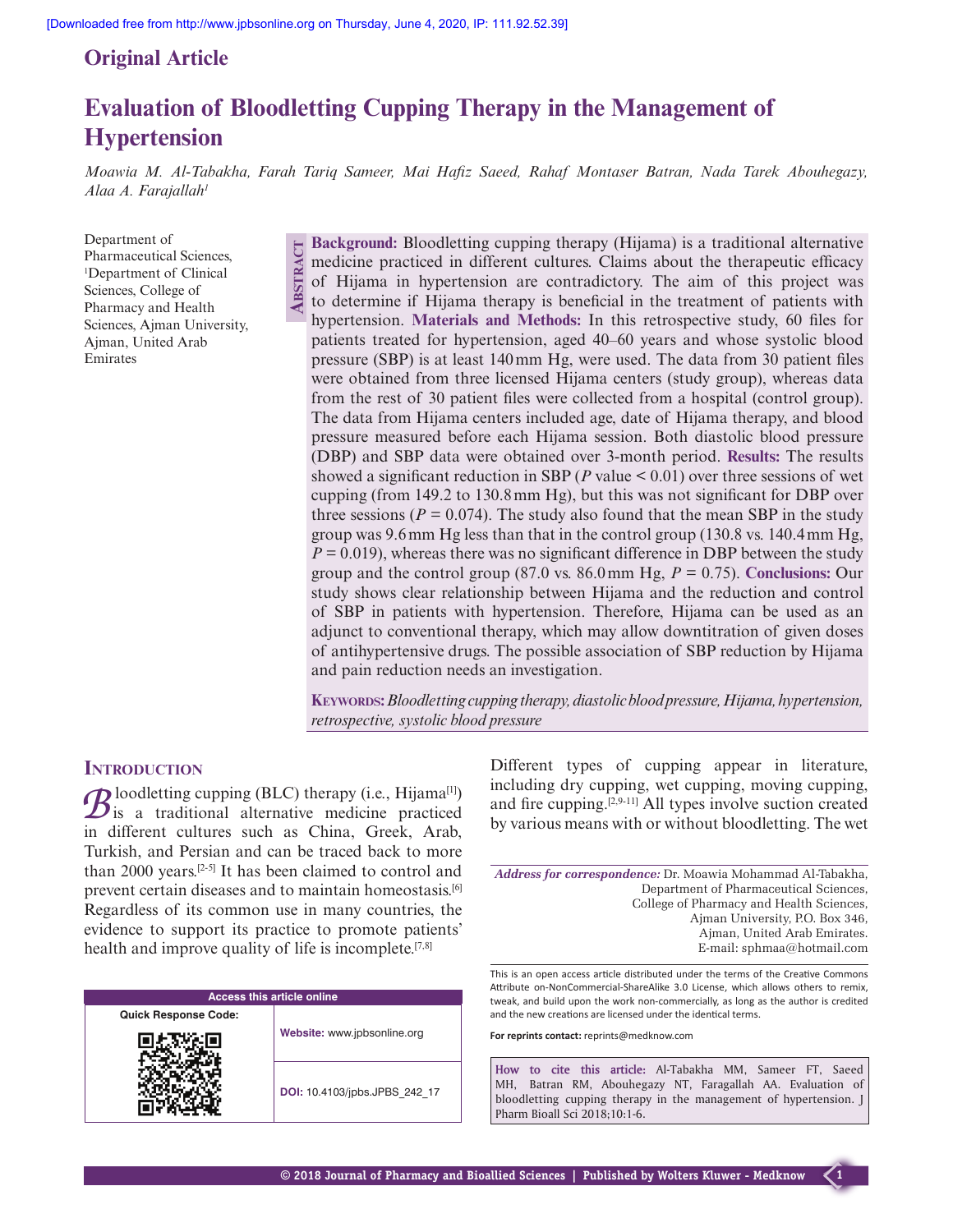Original Article

# Evaluation of Bloodletting Cupping Therapy in the Management of Hypertension

*Moawia M. Al-Tabakha, Farah Tariq Sameer, Mai Hafiz Saeed, Rahaf Montaser Batran, Nada Tarek Abouhegazy, Alaa A. Farajallah[1]*

Department of Pharmaceutical Sciences, [1]Department of Clinical Sciences, College of Pharmacy and Health Sciences, Ajman University, Ajman, United Arab Emirates

## Abstract

**Background:** Bloodletting cupping therapy (Hijama) is a traditional alternative medicine practiced in different cultures. Claims about the therapeutic efficacy of Hijama in hypertension are contradictory. The aim of this project was to determine if Hijama therapy is beneficial in the treatment of patients with hypertension. **Materials and Methods:** In this retrospective study, 60 files for patients treated for hypertension, aged 40–60 years and whose systolic blood pressure (SBP) is at least 140 mm Hg, were used. The data from 30 patient files were obtained from three licensed Hijama centers (study group), whereas data from the rest of 30 patient files were collected from a hospital (control group). The data from Hijama centers included age, date of Hijama therapy, and blood pressure measured before each Hijama session. Both diastolic blood pressure (DBP) and SBP data were obtained over 3-month period. **Results:** The results showed a significant reduction in SBP ($P$ value < 0.01) over three sessions of wet cupping (from 149.2 to 130.8 mm Hg), but this was not significant for DBP over three sessions ($P$ = 0.074). The study also found that the mean SBP in the study group was 9.6 mm Hg less than that in the control group (130.8 vs. 140.4 mm Hg, $P$ = 0.019), whereas there was no significant difference in DBP between the study group and the control group (87.0 vs. 86.0 mm Hg, $P$ = 0.75). **Conclusions:** Our study shows clear relationship between Hijama and the reduction and control of SBP in patients with hypertension. Therefore, Hijama can be used as an adjunct to conventional therapy, which may allow downtitration of given doses of antihypertensive drugs. The possible association of SBP reduction by Hijama and pain reduction needs an investigation.

**Keywords:** *Bloodletting cupping therapy, diastolic blood pressure, Hijama, hypertension, retrospective, systolic blood pressure*

## Introduction

Bloodletting cupping (BLC) therapy (i.e., Hijama[1]) is a traditional alternative medicine practiced in different cultures such as China, Greek, Arab, Turkish, and Persian and can be traced back to more than 2000 years.[2-5] It has been claimed to control and prevent certain diseases and to maintain homeostasis.[6] Regardless of its common use in many countries, the evidence to support its practice to promote patients' health and improve quality of life is incomplete.[7,8]

Different types of cupping appear in literature, including dry cupping, wet cupping, moving cupping, and fire cupping.[2,9-11] All types involve suction created by various means with or without bloodletting. The wet

| Access this article online | |
|---|---|
| Quick Response Code: | **Website:** www.jpbsonline.org |
| | **DOI:** 10.4103/jpbs.JPBS_242_17 |

*Address for correspondence:* Dr. Moawia Mohammad Al-Tabakha, Department of Pharmaceutical Sciences, College of Pharmacy and Health Sciences, Ajman University, P.O. Box 346, Ajman, United Arab Emirates. E-mail: sphmaa@hotmail.com

This is an open access article distributed under the terms of the Creative Commons Attribute on-NonCommercial-ShareAlike 3.0 License, which allows others to remix, tweak, and build upon the work non-commercially, as long as the author is credited and the new creations are licensed under the identical terms.

**For reprints contact:** reprints@medknow.com

**How to cite this article:** Al-Tabakha MM, Sameer FT, Saeed MH, Batran RM, Abouhegazy NT, Faragallah AA. Evaluation of bloodletting cupping therapy in the management of hypertension. J Pharm Bioall Sci 2018;10:1-6.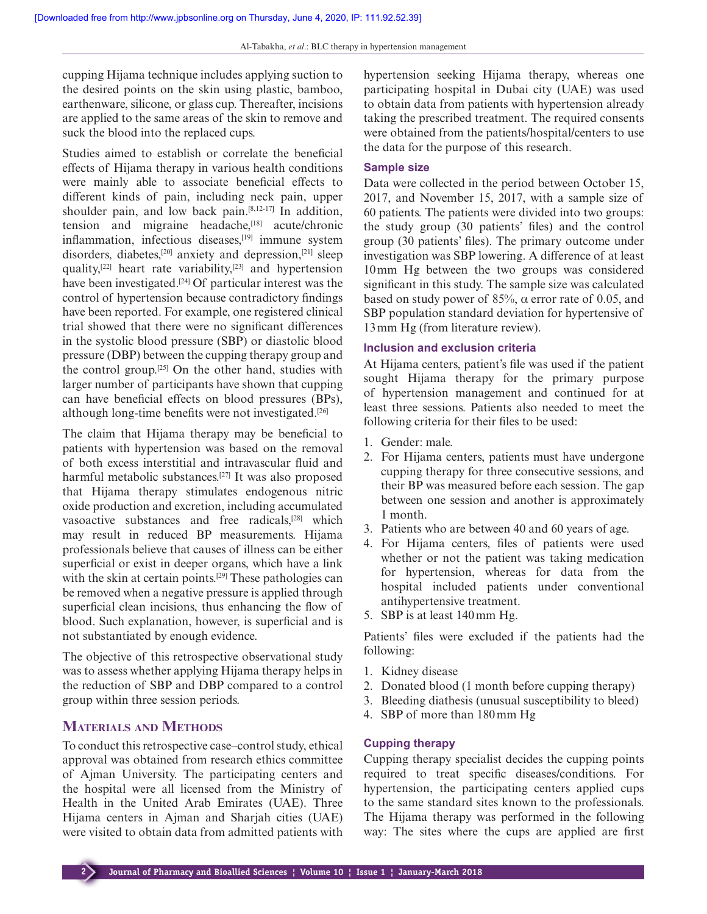cupping Hijama technique includes applying suction to the desired points on the skin using plastic, bamboo, earthenware, silicone, or glass cup. Thereafter, incisions are applied to the same areas of the skin to remove and suck the blood into the replaced cups.

Studies aimed to establish or correlate the beneficial effects of Hijama therapy in various health conditions were mainly able to associate beneficial effects to different kinds of pain, including neck pain, upper shoulder pain, and low back pain.[8,12-17] In addition, tension and migraine headache,[18] acute/chronic inflammation, infectious diseases,[19] immune system disorders, diabetes,[20] anxiety and depression,[21] sleep quality,[22] heart rate variability,[23] and hypertension have been investigated.[24] Of particular interest was the control of hypertension because contradictory findings have been reported. For example, one registered clinical trial showed that there were no significant differences in the systolic blood pressure (SBP) or diastolic blood pressure (DBP) between the cupping therapy group and the control group.[25] On the other hand, studies with larger number of participants have shown that cupping can have beneficial effects on blood pressures (BPs), although long-time benefits were not investigated.[26]

The claim that Hijama therapy may be beneficial to patients with hypertension was based on the removal of both excess interstitial and intravascular fluid and harmful metabolic substances.[27] It was also proposed that Hijama therapy stimulates endogenous nitric oxide production and excretion, including accumulated vasoactive substances and free radicals,[28] which may result in reduced BP measurements. Hijama professionals believe that causes of illness can be either superficial or exist in deeper organs, which have a link with the skin at certain points.[29] These pathologies can be removed when a negative pressure is applied through superficial clean incisions, thus enhancing the flow of blood. Such explanation, however, is superficial and is not substantiated by enough evidence.

The objective of this retrospective observational study was to assess whether applying Hijama therapy helps in the reduction of SBP and DBP compared to a control group within three session periods.

## Materials and Methods

To conduct this retrospective case–control study, ethical approval was obtained from research ethics committee of Ajman University. The participating centers and the hospital were all licensed from the Ministry of Health in the United Arab Emirates (UAE). Three Hijama centers in Ajman and Sharjah cities (UAE) were visited to obtain data from admitted patients with hypertension seeking Hijama therapy, whereas one participating hospital in Dubai city (UAE) was used to obtain data from patients with hypertension already taking the prescribed treatment. The required consents were obtained from the patients/hospital/centers to use the data for the purpose of this research.

### Sample size

Data were collected in the period between October 15, 2017, and November 15, 2017, with a sample size of 60 patients. The patients were divided into two groups: the study group (30 patients' files) and the control group (30 patients' files). The primary outcome under investigation was SBP lowering. A difference of at least 10 mm Hg between the two groups was considered significant in this study. The sample size was calculated based on study power of 85%, $\alpha$ error rate of 0.05, and SBP population standard deviation for hypertensive of 13 mm Hg (from literature review).

### Inclusion and exclusion criteria

At Hijama centers, patient's file was used if the patient sought Hijama therapy for the primary purpose of hypertension management and continued for at least three sessions. Patients also needed to meet the following criteria for their files to be used:

1. Gender: male.
2. For Hijama centers, patients must have undergone cupping therapy for three consecutive sessions, and their BP was measured before each session. The gap between one session and another is approximately 1 month.
3. Patients who are between 40 and 60 years of age.
4. For Hijama centers, files of patients were used whether or not the patient was taking medication for hypertension, whereas for data from the hospital included patients under conventional antihypertensive treatment.
5. SBP is at least 140 mm Hg.

Patients' files were excluded if the patients had the following:

1. Kidney disease
2. Donated blood (1 month before cupping therapy)
3. Bleeding diathesis (unusual susceptibility to bleed)
4. SBP of more than 180 mm Hg

### Cupping therapy

Cupping therapy specialist decides the cupping points required to treat specific diseases/conditions. For hypertension, the participating centers applied cups to the same standard sites known to the professionals. The Hijama therapy was performed in the following way: The sites where the cups are applied are first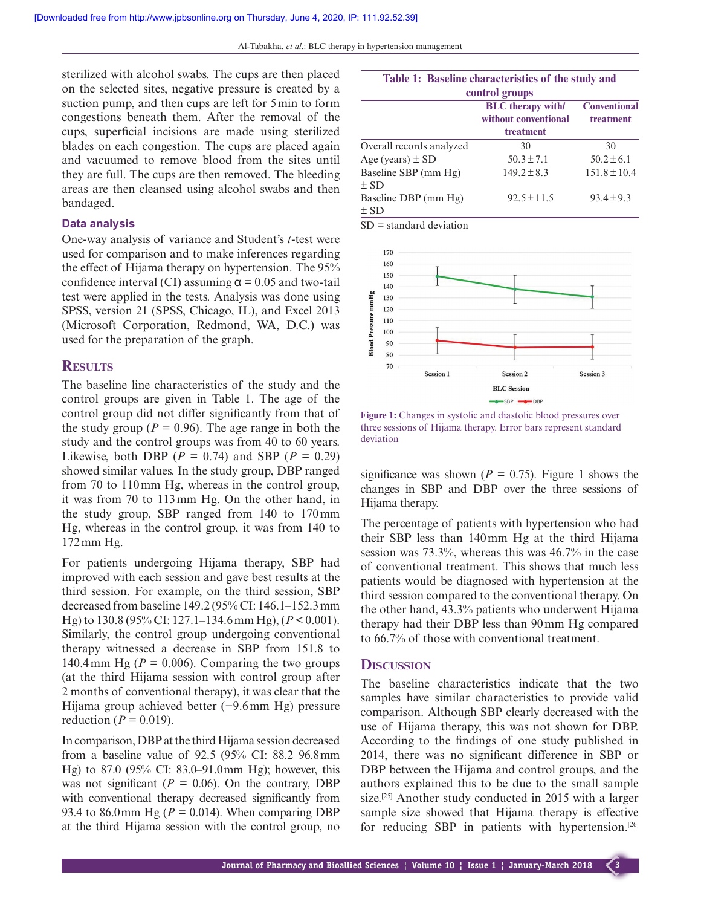sterilized with alcohol swabs. The cups are then placed on the selected sites, negative pressure is created by a suction pump, and then cups are left for 5 min to form congestions beneath them. After the removal of the cups, superficial incisions are made using sterilized blades on each congestion. The cups are placed again and vacuumed to remove blood from the sites until they are full. The cups are then removed. The bleeding areas are then cleansed using alcohol swabs and then bandaged.

### Data analysis

One-way analysis of variance and Student's *t*-test were used for comparison and to make inferences regarding the effect of Hijama therapy on hypertension. The 95% confidence interval (CI) assuming $\alpha = 0.05$ and two-tail test were applied in the tests. Analysis was done using SPSS, version 21 (SPSS, Chicago, IL), and Excel 2013 (Microsoft Corporation, Redmond, WA, D.C.) was used for the preparation of the graph.

## Results

The baseline line characteristics of the study and the control groups are given in Table 1. The age of the control group did not differ significantly from that of the study group ($P = 0.96$). The age range in both the study and the control groups was from 40 to 60 years. Likewise, both DBP ($P = 0.74$) and SBP ($P = 0.29$) showed similar values. In the study group, DBP ranged from 70 to 110 mm Hg, whereas in the control group, it was from 70 to 113 mm Hg. On the other hand, in the study group, SBP ranged from 140 to 170 mm Hg, whereas in the control group, it was from 140 to 172 mm Hg.

For patients undergoing Hijama therapy, SBP had improved with each session and gave best results at the third session. For example, on the third session, SBP decreased from baseline 149.2 (95% CI: 146.1–152.3 mm Hg) to 130.8 (95% CI: 127.1–134.6 mm Hg), ($P < 0.001$). Similarly, the control group undergoing conventional therapy witnessed a decrease in SBP from 151.8 to 140.4 mm Hg ($P = 0.006$). Comparing the two groups (at the third Hijama session with control group after 2 months of conventional therapy), it was clear that the Hijama group achieved better (−9.6 mm Hg) pressure reduction ($P = 0.019$).

In comparison, DBP at the third Hijama session decreased from a baseline value of 92.5 (95% CI: 88.2–96.8 mm Hg) to 87.0 (95% CI: 83.0–91.0 mm Hg); however, this was not significant ($P = 0.06$). On the contrary, DBP with conventional therapy decreased significantly from 93.4 to 86.0 mm Hg ($P = 0.014$). When comparing DBP at the third Hijama session with the control group, no significance was shown ($P = 0.75$). Figure 1 shows the changes in SBP and DBP over the three sessions of Hijama therapy.

**Table 1: Baseline characteristics of the study and control groups**

| | BLC therapy with/without conventional treatment | Conventional treatment |
|---|---|---|
| Overall records analyzed | 30 | 30 |
| Age (years) ± SD | 50.3±7.1 | 50.2±6.1 |
| Baseline SBP (mm Hg) ± SD | 149.2±8.3 | 151.8±10.4 |
| Baseline DBP (mm Hg) ± SD | 92.5±11.5 | 93.4±9.3 |

SD = standard deviation

**Figure 1:** Changes in systolic and diastolic blood pressures over three sessions of Hijama therapy. Error bars represent standard deviation

The percentage of patients with hypertension who had their SBP less than 140 mm Hg at the third Hijama session was 73.3%, whereas this was 46.7% in the case of conventional treatment. This shows that much less patients would be diagnosed with hypertension at the third session compared to the conventional therapy. On the other hand, 43.3% patients who underwent Hijama therapy had their DBP less than 90 mm Hg compared to 66.7% of those with conventional treatment.

## Discussion

The baseline characteristics indicate that the two samples have similar characteristics to provide valid comparison. Although SBP clearly decreased with the use of Hijama therapy, this was not shown for DBP. According to the findings of one study published in 2014, there was no significant difference in SBP or DBP between the Hijama and control groups, and the authors explained this to be due to the small sample size.[25] Another study conducted in 2015 with a larger sample size showed that Hijama therapy is effective for reducing SBP in patients with hypertension.[26]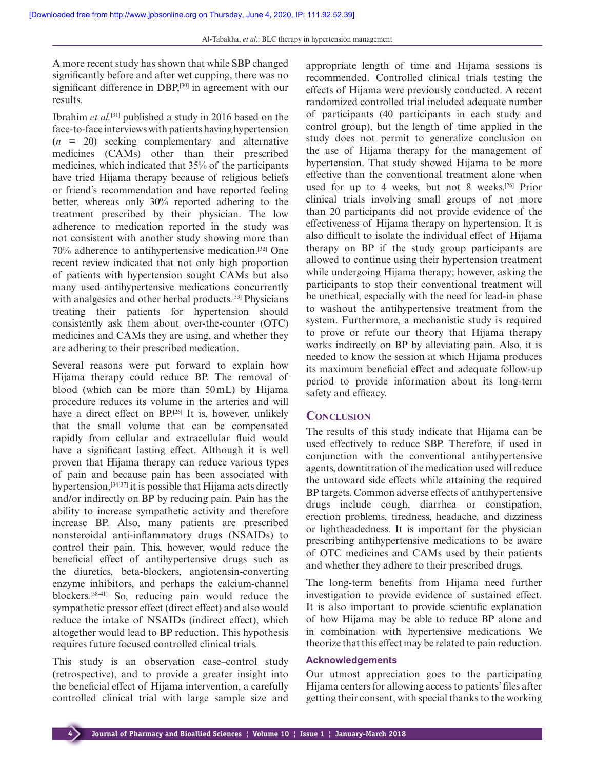A more recent study has shown that while SBP changed significantly before and after wet cupping, there was no significant difference in DBP,[30] in agreement with our results.

Ibrahim *et al.*[31] published a study in 2016 based on the face-to-face interviews with patients having hypertension ($n$ = 20) seeking complementary and alternative medicines (CAMs) other than their prescribed medicines, which indicated that 35% of the participants have tried Hijama therapy because of religious beliefs or friend's recommendation and have reported feeling better, whereas only 30% reported adhering to the treatment prescribed by their physician. The low adherence to medication reported in the study was not consistent with another study showing more than 70% adherence to antihypertensive medication.[32] One recent review indicated that not only high proportion of patients with hypertension sought CAMs but also many used antihypertensive medications concurrently with analgesics and other herbal products.[33] Physicians treating their patients for hypertension should consistently ask them about over-the-counter (OTC) medicines and CAMs they are using, and whether they are adhering to their prescribed medication.

Several reasons were put forward to explain how Hijama therapy could reduce BP. The removal of blood (which can be more than 50 mL) by Hijama procedure reduces its volume in the arteries and will have a direct effect on BP.[26] It is, however, unlikely that the small volume that can be compensated rapidly from cellular and extracellular fluid would have a significant lasting effect. Although it is well proven that Hijama therapy can reduce various types of pain and because pain has been associated with hypertension,[34-37] it is possible that Hijama acts directly and/or indirectly on BP by reducing pain. Pain has the ability to increase sympathetic activity and therefore increase BP. Also, many patients are prescribed nonsteroidal anti-inflammatory drugs (NSAIDs) to control their pain. This, however, would reduce the beneficial effect of antihypertensive drugs such as the diuretics, beta-blockers, angiotensin-converting enzyme inhibitors, and perhaps the calcium-channel blockers.[38-41] So, reducing pain would reduce the sympathetic pressor effect (direct effect) and also would reduce the intake of NSAIDs (indirect effect), which altogether would lead to BP reduction. This hypothesis requires future focused controlled clinical trials.

This study is an observation case–control study (retrospective), and to provide a greater insight into the beneficial effect of Hijama intervention, a carefully controlled clinical trial with large sample size and appropriate length of time and Hijama sessions is recommended. Controlled clinical trials testing the effects of Hijama were previously conducted. A recent randomized controlled trial included adequate number of participants (40 participants in each study and control group), but the length of time applied in the study does not permit to generalize conclusion on the use of Hijama therapy for the management of hypertension. That study showed Hijama to be more effective than the conventional treatment alone when used for up to 4 weeks, but not 8 weeks.[26] Prior clinical trials involving small groups of not more than 20 participants did not provide evidence of the effectiveness of Hijama therapy on hypertension. It is also difficult to isolate the individual effect of Hijama therapy on BP if the study group participants are allowed to continue using their hypertension treatment while undergoing Hijama therapy; however, asking the participants to stop their conventional treatment will be unethical, especially with the need for lead-in phase to washout the antihypertensive treatment from the system. Furthermore, a mechanistic study is required to prove or refute our theory that Hijama therapy works indirectly on BP by alleviating pain. Also, it is needed to know the session at which Hijama produces its maximum beneficial effect and adequate follow-up period to provide information about its long-term safety and efficacy.

## Conclusion

The results of this study indicate that Hijama can be used effectively to reduce SBP. Therefore, if used in conjunction with the conventional antihypertensive agents, downtitration of the medication used will reduce the untoward side effects while attaining the required BP targets. Common adverse effects of antihypertensive drugs include cough, diarrhea or constipation, erection problems, tiredness, headache, and dizziness or lightheadedness. It is important for the physician prescribing antihypertensive medications to be aware of OTC medicines and CAMs used by their patients and whether they adhere to their prescribed drugs.

The long-term benefits from Hijama need further investigation to provide evidence of sustained effect. It is also important to provide scientific explanation of how Hijama may be able to reduce BP alone and in combination with hypertensive medications. We theorize that this effect may be related to pain reduction.

### Acknowledgements

Our utmost appreciation goes to the participating Hijama centers for allowing access to patients' files after getting their consent, with special thanks to the working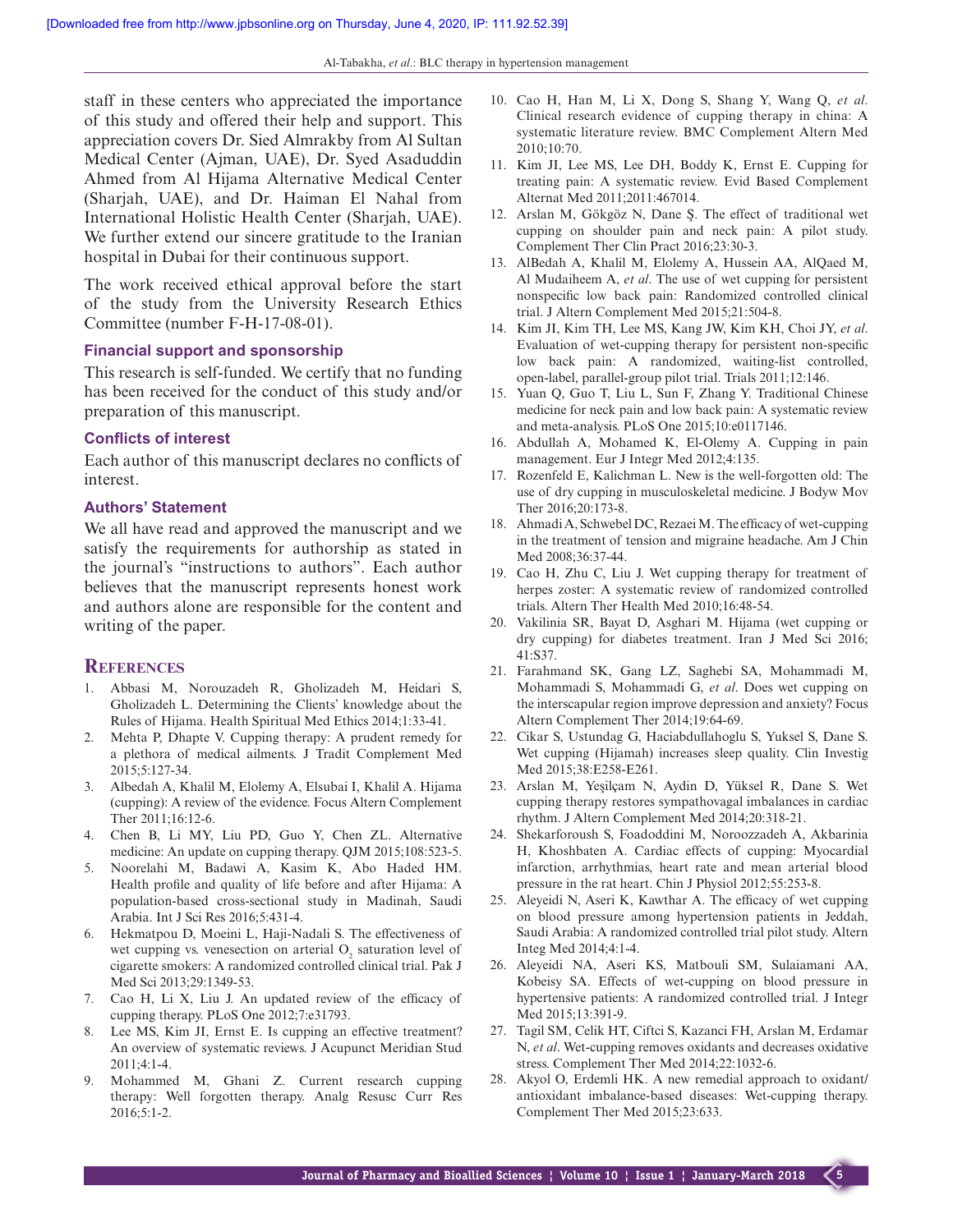staff in these centers who appreciated the importance of this study and offered their help and support. This appreciation covers Dr. Sied Almrakby from Al Sultan Medical Center (Ajman, UAE), Dr. Syed Asaduddin Ahmed from Al Hijama Alternative Medical Center (Sharjah, UAE), and Dr. Haiman El Nahal from International Holistic Health Center (Sharjah, UAE). We further extend our sincere gratitude to the Iranian hospital in Dubai for their continuous support.

The work received ethical approval before the start of the study from the University Research Ethics Committee (number F-H-17-08-01).

### Financial support and sponsorship

This research is self-funded. We certify that no funding has been received for the conduct of this study and/or preparation of this manuscript.

### Conflicts of interest

Each author of this manuscript declares no conflicts of interest.

### Authors' Statement

We all have read and approved the manuscript and we satisfy the requirements for authorship as stated in the journal's "instructions to authors". Each author believes that the manuscript represents honest work and authors alone are responsible for the content and writing of the paper.

## References

1. Abbasi M, Norouzadeh R, Gholizadeh M, Heidari S, Gholizadeh L. Determining the Clients' knowledge about the Rules of Hijama. Health Spiritual Med Ethics 2014;1:33-41.
2. Mehta P, Dhapte V. Cupping therapy: A prudent remedy for a plethora of medical ailments. J Tradit Complement Med 2015;5:127-34.
3. Albedah A, Khalil M, Elolemy A, Elsubai I, Khalil A. Hijama (cupping): A review of the evidence. Focus Altern Complement Ther 2011;16:12-6.
4. Chen B, Li MY, Liu PD, Guo Y, Chen ZL. Alternative medicine: An update on cupping therapy. QJM 2015;108:523-5.
5. Noorelahi M, Badawi A, Kasim K, Abo Haded HM. Health profile and quality of life before and after Hijama: A population-based cross-sectional study in Madinah, Saudi Arabia. Int J Sci Res 2016;5:431-4.
6. Hekmatpou D, Moeini L, Haji-Nadali S. The effectiveness of wet cupping vs. venesection on arterial $O_2$ saturation level of cigarette smokers: A randomized controlled clinical trial. Pak J Med Sci 2013;29:1349-53.
7. Cao H, Li X, Liu J. An updated review of the efficacy of cupping therapy. PLoS One 2012;7:e31793.
8. Lee MS, Kim JI, Ernst E. Is cupping an effective treatment? An overview of systematic reviews. J Acupunct Meridian Stud 2011;4:1-4.
9. Mohammed M, Ghani Z. Current research cupping therapy: Well forgotten therapy. Analg Resusc Curr Res 2016;5:1-2.
10. Cao H, Han M, Li X, Dong S, Shang Y, Wang Q, *et al*. Clinical research evidence of cupping therapy in china: A systematic literature review. BMC Complement Altern Med 2010;10:70.
11. Kim JI, Lee MS, Lee DH, Boddy K, Ernst E. Cupping for treating pain: A systematic review. Evid Based Complement Alternat Med 2011;2011:467014.
12. Arslan M, Gökgöz N, Dane Ş. The effect of traditional wet cupping on shoulder pain and neck pain: A pilot study. Complement Ther Clin Pract 2016;23:30-3.
13. AlBedah A, Khalil M, Elolemy A, Hussein AA, AlQaed M, Al Mudaiheem A, *et al*. The use of wet cupping for persistent nonspecific low back pain: Randomized controlled clinical trial. J Altern Complement Med 2015;21:504-8.
14. Kim JI, Kim TH, Lee MS, Kang JW, Kim KH, Choi JY, *et al*. Evaluation of wet-cupping therapy for persistent non-specific low back pain: A randomized, waiting-list controlled, open-label, parallel-group pilot trial. Trials 2011;12:146.
15. Yuan Q, Guo T, Liu L, Sun F, Zhang Y. Traditional Chinese medicine for neck pain and low back pain: A systematic review and meta-analysis. PLoS One 2015;10:e0117146.
16. Abdullah A, Mohamed K, El-Olemy A. Cupping in pain management. Eur J Integr Med 2012;4:135.
17. Rozenfeld E, Kalichman L. New is the well-forgotten old: The use of dry cupping in musculoskeletal medicine. J Bodyw Mov Ther 2016;20:173-8.
18. Ahmadi A, Schwebel DC, Rezaei M. The efficacy of wet-cupping in the treatment of tension and migraine headache. Am J Chin Med 2008;36:37-44.
19. Cao H, Zhu C, Liu J. Wet cupping therapy for treatment of herpes zoster: A systematic review of randomized controlled trials. Altern Ther Health Med 2010;16:48-54.
20. Vakilinia SR, Bayat D, Asghari M. Hijama (wet cupping or dry cupping) for diabetes treatment. Iran J Med Sci 2016; 41:S37.
21. Farahmand SK, Gang LZ, Saghebi SA, Mohammadi M, Mohammadi S, Mohammadi G, *et al*. Does wet cupping on the interscapular region improve depression and anxiety? Focus Altern Complement Ther 2014;19:64-69.
22. Cikar S, Ustundag G, Haciabdullahoglu S, Yuksel S, Dane S. Wet cupping (Hijamah) increases sleep quality. Clin Investig Med 2015;38:E258-E261.
23. Arslan M, Yeşilçam N, Aydin D, Yüksel R, Dane S. Wet cupping therapy restores sympathovagal imbalances in cardiac rhythm. J Altern Complement Med 2014;20:318-21.
24. Shekarforoush S, Foadoddini M, Noroozzadeh A, Akbarinia H, Khoshbaten A. Cardiac effects of cupping: Myocardial infarction, arrhythmias, heart rate and mean arterial blood pressure in the rat heart. Chin J Physiol 2012;55:253-8.
25. Aleyeidi N, Aseri K, Kawthar A. The efficacy of wet cupping on blood pressure among hypertension patients in Jeddah, Saudi Arabia: A randomized controlled trial pilot study. Altern Integ Med 2014;4:1-4.
26. Aleyeidi NA, Aseri KS, Matbouli SM, Sulaiamani AA, Kobeisy SA. Effects of wet-cupping on blood pressure in hypertensive patients: A randomized controlled trial. J Integr Med 2015;13:391-9.
27. Tagil SM, Celik HT, Ciftci S, Kazanci FH, Arslan M, Erdamar N, *et al*. Wet-cupping removes oxidants and decreases oxidative stress. Complement Ther Med 2014;22:1032-6.
28. Akyol O, Erdemli HK. A new remedial approach to oxidant/antioxidant imbalance-based diseases: Wet-cupping therapy. Complement Ther Med 2015;23:633.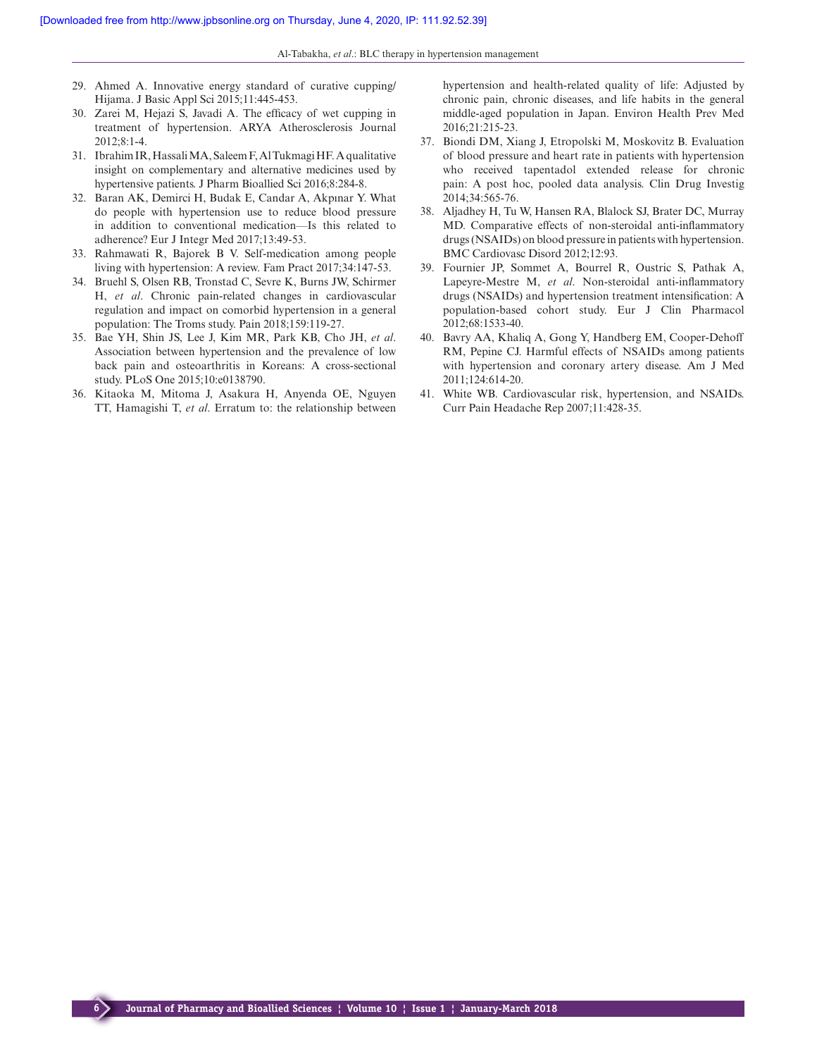29. Ahmed A. Innovative energy standard of curative cupping/ Hijama. J Basic Appl Sci 2015;11:445-453.
30. Zarei M, Hejazi S, Javadi A. The efficacy of wet cupping in treatment of hypertension. ARYA Atherosclerosis Journal 2012;8:1-4.
31. Ibrahim IR, Hassali MA, Saleem F, Al Tukmagi HF. A qualitative insight on complementary and alternative medicines used by hypertensive patients. J Pharm Bioallied Sci 2016;8:284-8.
32. Baran AK, Demirci H, Budak E, Candar A, Akpınar Y. What do people with hypertension use to reduce blood pressure in addition to conventional medication—Is this related to adherence? Eur J Integr Med 2017;13:49-53.
33. Rahmawati R, Bajorek B V. Self-medication among people living with hypertension: A review. Fam Pract 2017;34:147-53.
34. Bruehl S, Olsen RB, Tronstad C, Sevre K, Burns JW, Schirmer H, *et al*. Chronic pain-related changes in cardiovascular regulation and impact on comorbid hypertension in a general population: The Troms study. Pain 2018;159:119-27.
35. Bae YH, Shin JS, Lee J, Kim MR, Park KB, Cho JH, *et al*. Association between hypertension and the prevalence of low back pain and osteoarthritis in Koreans: A cross-sectional study. PLoS One 2015;10:e0138790.
36. Kitaoka M, Mitoma J, Asakura H, Anyenda OE, Nguyen TT, Hamagishi T, *et al*. Erratum to: the relationship between hypertension and health-related quality of life: Adjusted by chronic pain, chronic diseases, and life habits in the general middle-aged population in Japan. Environ Health Prev Med 2016;21:215-23.
37. Biondi DM, Xiang J, Etropolski M, Moskovitz B. Evaluation of blood pressure and heart rate in patients with hypertension who received tapentadol extended release for chronic pain: A post hoc, pooled data analysis. Clin Drug Investig 2014;34:565-76.
38. Aljadhey H, Tu W, Hansen RA, Blalock SJ, Brater DC, Murray MD. Comparative effects of non-steroidal anti-inflammatory drugs (NSAIDs) on blood pressure in patients with hypertension. BMC Cardiovasc Disord 2012;12:93.
39. Fournier JP, Sommet A, Bourrel R, Oustric S, Pathak A, Lapeyre-Mestre M, *et al*. Non-steroidal anti-inflammatory drugs (NSAIDs) and hypertension treatment intensification: A population-based cohort study. Eur J Clin Pharmacol 2012;68:1533-40.
40. Bavry AA, Khaliq A, Gong Y, Handberg EM, Cooper-Dehoff RM, Pepine CJ. Harmful effects of NSAIDs among patients with hypertension and coronary artery disease. Am J Med 2011;124:614-20.
41. White WB. Cardiovascular risk, hypertension, and NSAIDs. Curr Pain Headache Rep 2007;11:428-35.